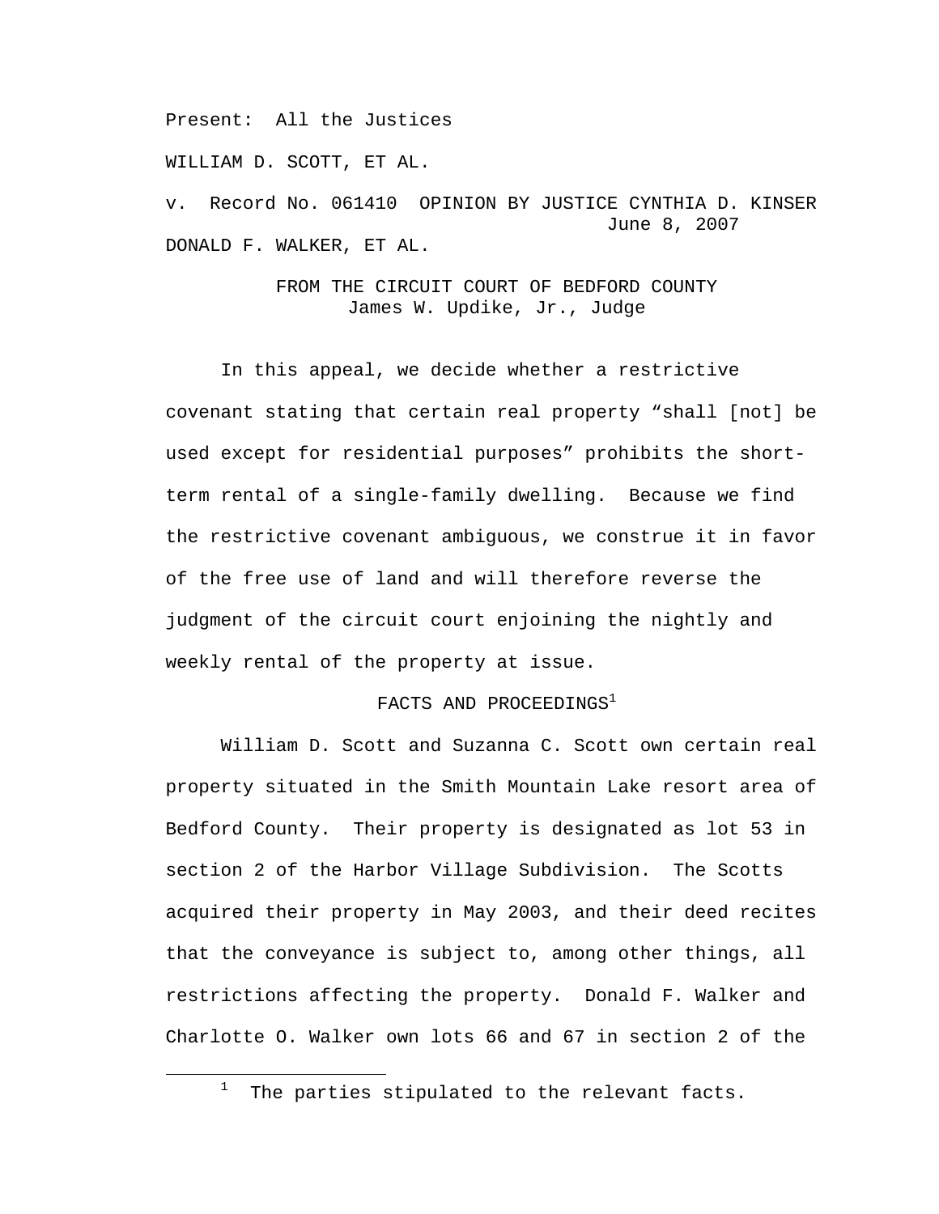Present: All the Justices

WILLIAM D. SCOTT, ET AL.

v. Record No. 061410 OPINION BY JUSTICE CYNTHIA D. KINSER
June 8, 2007

DONALD F. WALKER, ET AL.

FROM THE CIRCUIT COURT OF BEDFORD COUNTY
James W. Updike, Jr., Judge

In this appeal, we decide whether a restrictive covenant stating that certain real property "shall [not] be used except for residential purposes" prohibits the short-term rental of a single-family dwelling. Because we find the restrictive covenant ambiguous, we construe it in favor of the free use of land and will therefore reverse the judgment of the circuit court enjoining the nightly and weekly rental of the property at issue.

FACTS AND PROCEEDINGS[1]

William D. Scott and Suzanna C. Scott own certain real property situated in the Smith Mountain Lake resort area of Bedford County. Their property is designated as lot 53 in section 2 of the Harbor Village Subdivision. The Scotts acquired their property in May 2003, and their deed recites that the conveyance is subject to, among other things, all restrictions affecting the property. Donald F. Walker and Charlotte O. Walker own lots 66 and 67 in section 2 of the

[1] The parties stipulated to the relevant facts.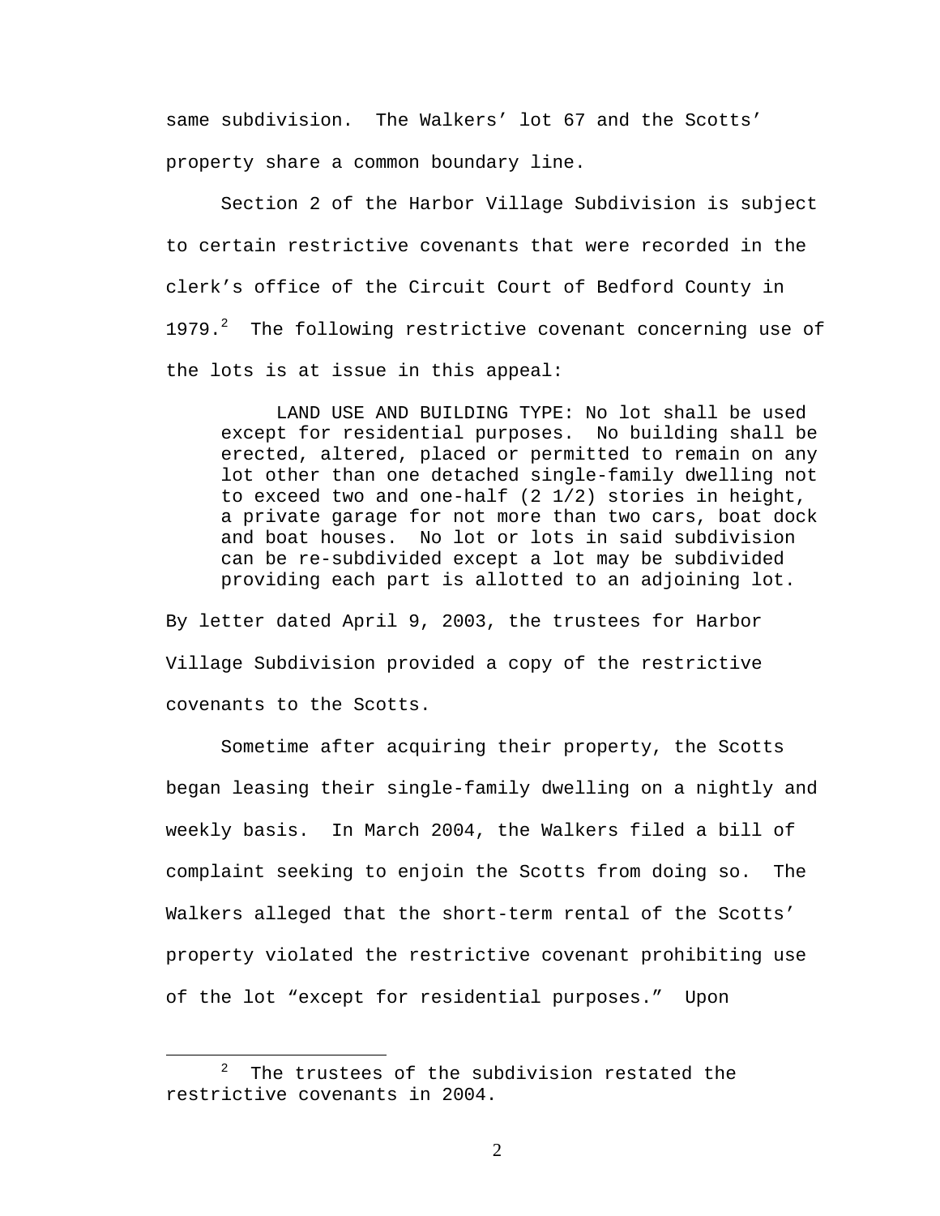same subdivision. The Walkers' lot 67 and the Scotts' property share a common boundary line.

Section 2 of the Harbor Village Subdivision is subject to certain restrictive covenants that were recorded in the clerk's office of the Circuit Court of Bedford County in 1979.[2] The following restrictive covenant concerning use of the lots is at issue in this appeal:

> LAND USE AND BUILDING TYPE: No lot shall be used except for residential purposes. No building shall be erected, altered, placed or permitted to remain on any lot other than one detached single-family dwelling not to exceed two and one-half (2 1/2) stories in height, a private garage for not more than two cars, boat dock and boat houses. No lot or lots in said subdivision can be re-subdivided except a lot may be subdivided providing each part is allotted to an adjoining lot.

By letter dated April 9, 2003, the trustees for Harbor Village Subdivision provided a copy of the restrictive covenants to the Scotts.

Sometime after acquiring their property, the Scotts began leasing their single-family dwelling on a nightly and weekly basis. In March 2004, the Walkers filed a bill of complaint seeking to enjoin the Scotts from doing so. The Walkers alleged that the short-term rental of the Scotts' property violated the restrictive covenant prohibiting use of the lot "except for residential purposes." Upon

[2] The trustees of the subdivision restated the restrictive covenants in 2004.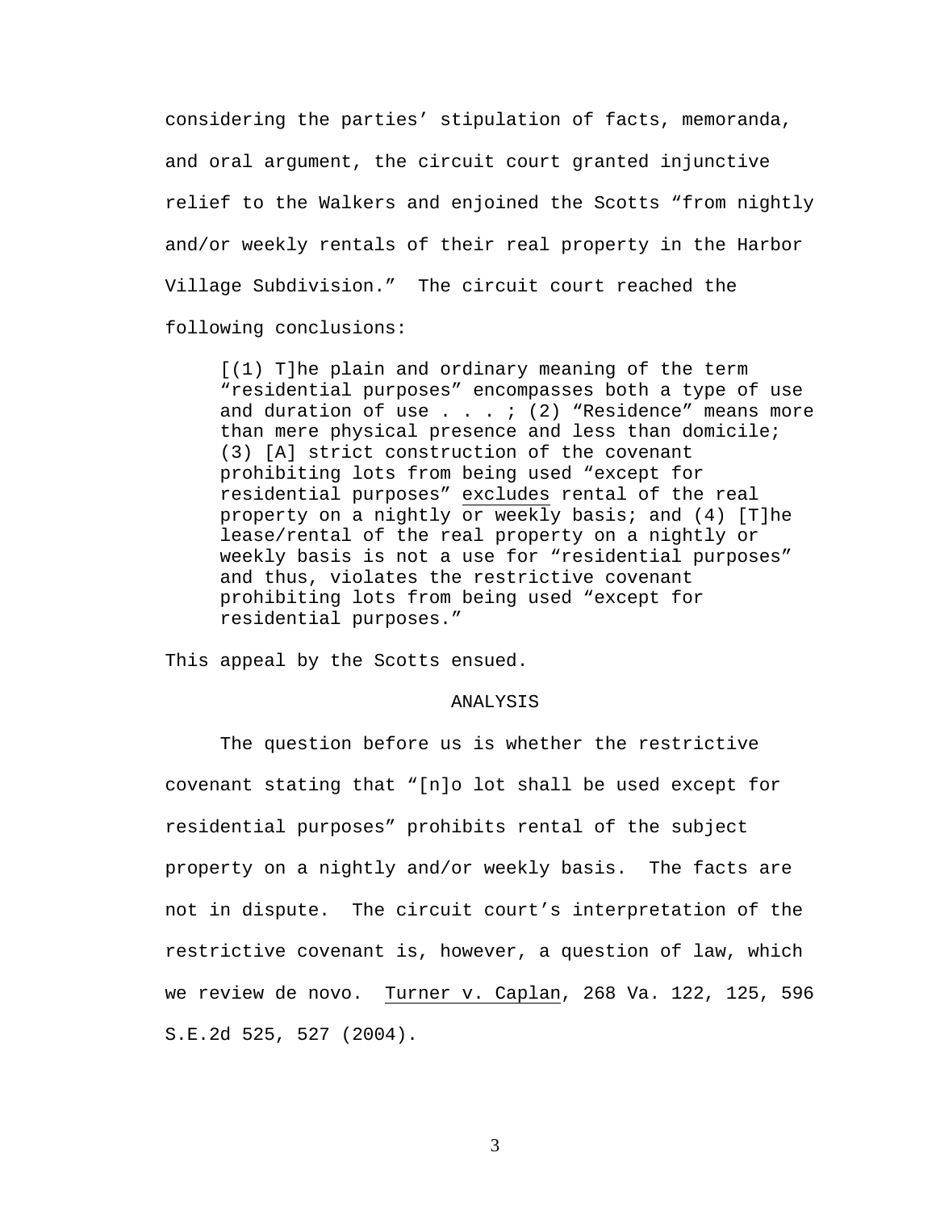considering the parties' stipulation of facts, memoranda, and oral argument, the circuit court granted injunctive relief to the Walkers and enjoined the Scotts "from nightly and/or weekly rentals of their real property in the Harbor Village Subdivision." The circuit court reached the following conclusions:

> [(1) T]he plain and ordinary meaning of the term "residential purposes" encompasses both a type of use and duration of use . . . ; (2) "Residence" means more than mere physical presence and less than domicile; (3) [A] strict construction of the covenant prohibiting lots from being used "except for residential purposes" <u>excludes</u> rental of the real property on a nightly or weekly basis; and (4) [T]he lease/rental of the real property on a nightly or weekly basis is not a use for "residential purposes" and thus, violates the restrictive covenant prohibiting lots from being used "except for residential purposes."

This appeal by the Scotts ensued.

## ANALYSIS

The question before us is whether the restrictive covenant stating that "[n]o lot shall be used except for residential purposes" prohibits rental of the subject property on a nightly and/or weekly basis. The facts are not in dispute. The circuit court's interpretation of the restrictive covenant is, however, a question of law, which we review de novo. <u>Turner v. Caplan</u>, 268 Va. 122, 125, 596 S.E.2d 525, 527 (2004).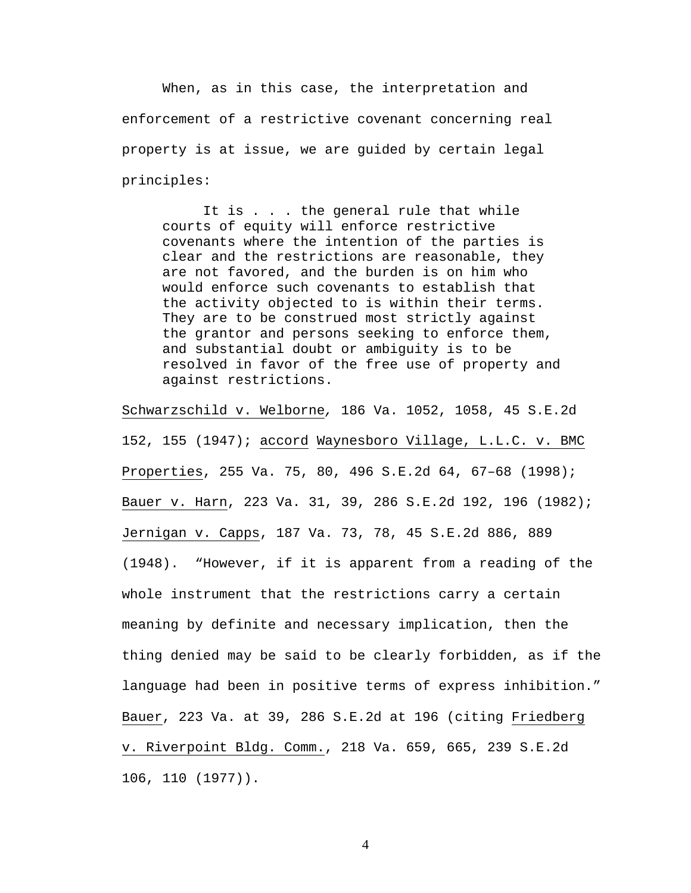When, as in this case, the interpretation and enforcement of a restrictive covenant concerning real property is at issue, we are guided by certain legal principles:

> It is . . . the general rule that while courts of equity will enforce restrictive covenants where the intention of the parties is clear and the restrictions are reasonable, they are not favored, and the burden is on him who would enforce such covenants to establish that the activity objected to is within their terms. They are to be construed most strictly against the grantor and persons seeking to enforce them, and substantial doubt or ambiguity is to be resolved in favor of the free use of property and against restrictions.

Schwarzschild v. Welborne, 186 Va. 1052, 1058, 45 S.E.2d 152, 155 (1947); accord Waynesboro Village, L.L.C. v. BMC Properties, 255 Va. 75, 80, 496 S.E.2d 64, 67–68 (1998); Bauer v. Harn, 223 Va. 31, 39, 286 S.E.2d 192, 196 (1982); Jernigan v. Capps, 187 Va. 73, 78, 45 S.E.2d 886, 889 (1948). "However, if it is apparent from a reading of the whole instrument that the restrictions carry a certain meaning by definite and necessary implication, then the thing denied may be said to be clearly forbidden, as if the language had been in positive terms of express inhibition." Bauer, 223 Va. at 39, 286 S.E.2d at 196 (citing Friedberg v. Riverpoint Bldg. Comm., 218 Va. 659, 665, 239 S.E.2d 106, 110 (1977)).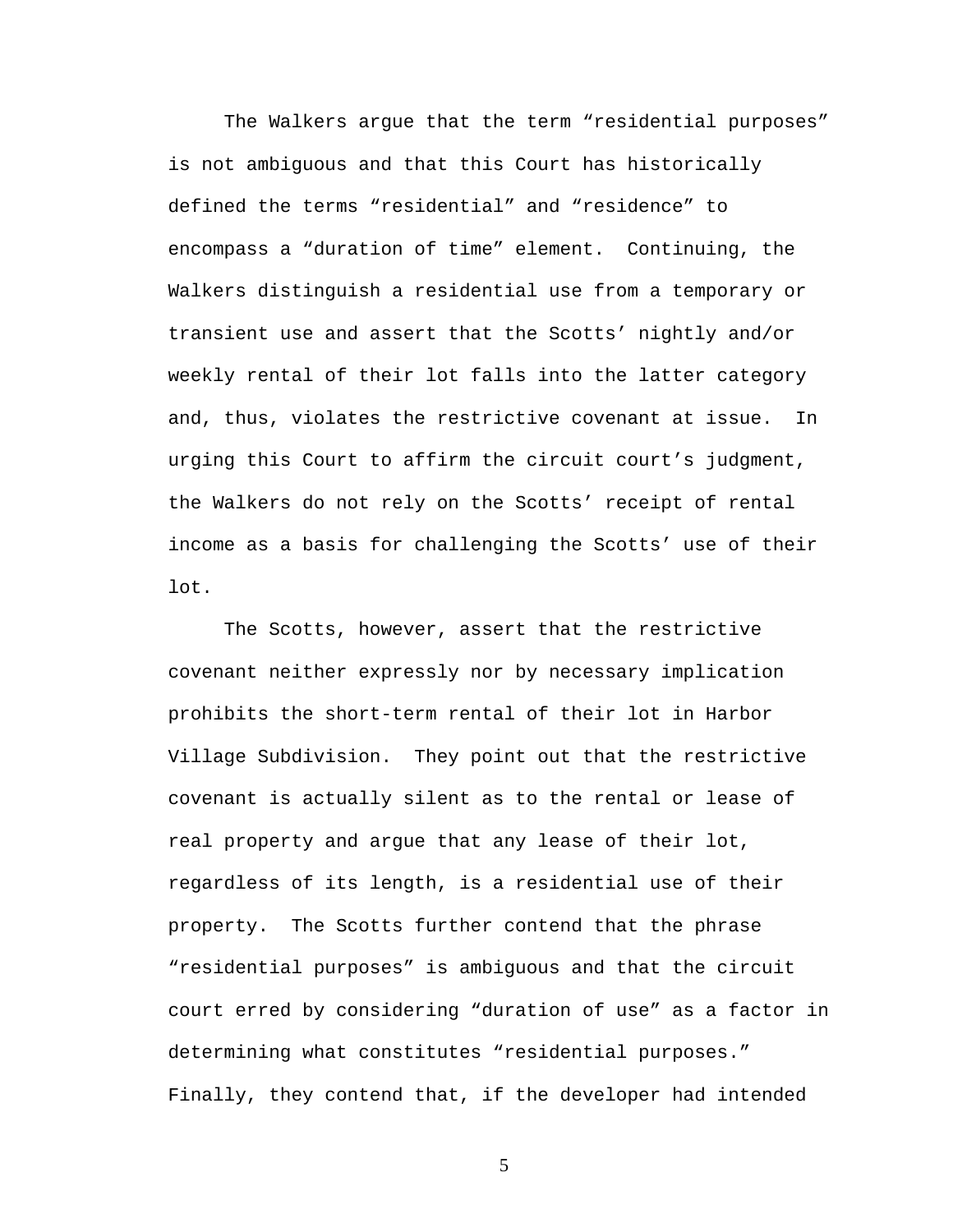The Walkers argue that the term “residential purposes” is not ambiguous and that this Court has historically defined the terms “residential” and “residence” to encompass a “duration of time” element. Continuing, the Walkers distinguish a residential use from a temporary or transient use and assert that the Scotts’ nightly and/or weekly rental of their lot falls into the latter category and, thus, violates the restrictive covenant at issue. In urging this Court to affirm the circuit court’s judgment, the Walkers do not rely on the Scotts’ receipt of rental income as a basis for challenging the Scotts’ use of their lot.

The Scotts, however, assert that the restrictive covenant neither expressly nor by necessary implication prohibits the short-term rental of their lot in Harbor Village Subdivision. They point out that the restrictive covenant is actually silent as to the rental or lease of real property and argue that any lease of their lot, regardless of its length, is a residential use of their property. The Scotts further contend that the phrase “residential purposes” is ambiguous and that the circuit court erred by considering “duration of use” as a factor in determining what constitutes “residential purposes.” Finally, they contend that, if the developer had intended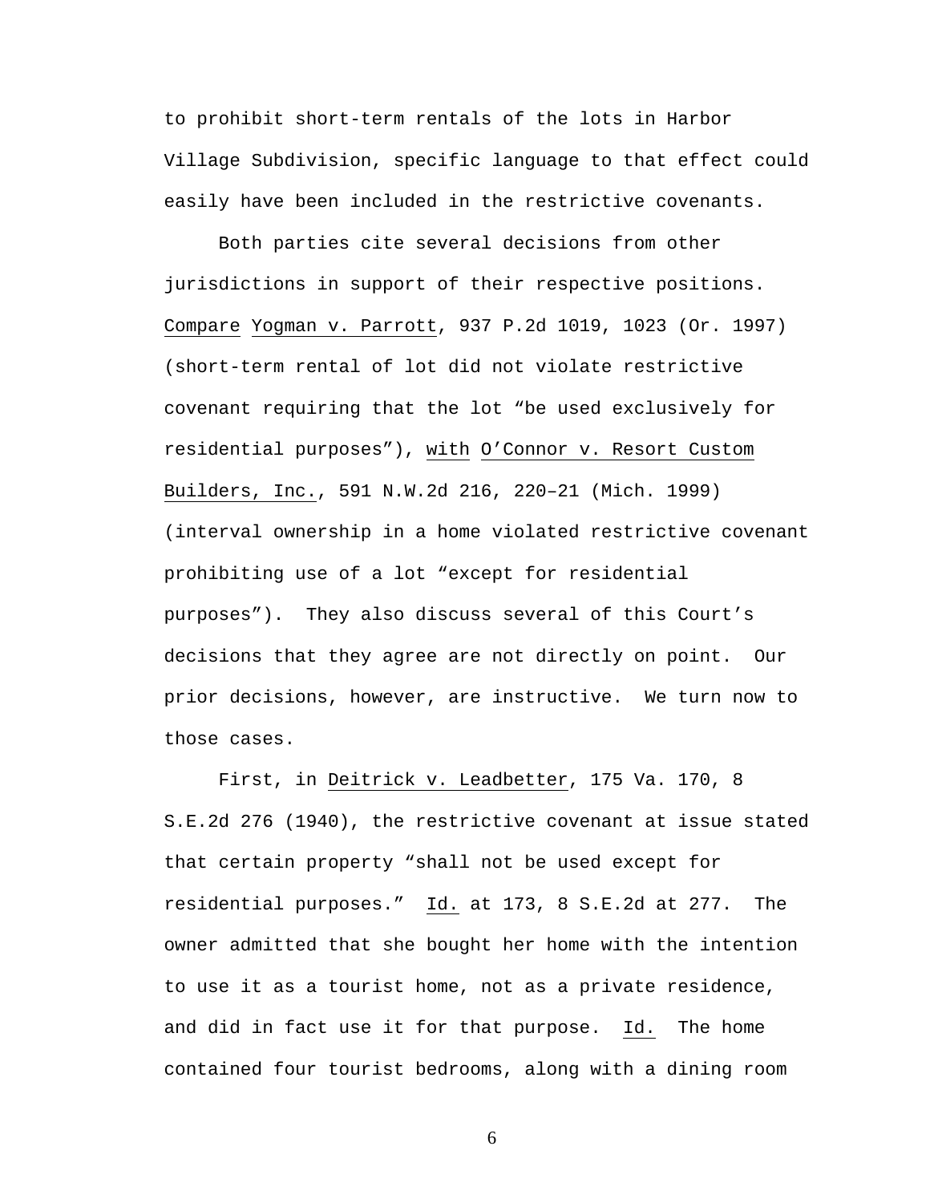to prohibit short-term rentals of the lots in Harbor Village Subdivision, specific language to that effect could easily have been included in the restrictive covenants.

Both parties cite several decisions from other jurisdictions in support of their respective positions. Compare Yogman v. Parrott, 937 P.2d 1019, 1023 (Or. 1997) (short-term rental of lot did not violate restrictive covenant requiring that the lot "be used exclusively for residential purposes"), with O'Connor v. Resort Custom Builders, Inc., 591 N.W.2d 216, 220–21 (Mich. 1999) (interval ownership in a home violated restrictive covenant prohibiting use of a lot "except for residential purposes"). They also discuss several of this Court's decisions that they agree are not directly on point. Our prior decisions, however, are instructive. We turn now to those cases.

First, in Deitrick v. Leadbetter, 175 Va. 170, 8 S.E.2d 276 (1940), the restrictive covenant at issue stated that certain property "shall not be used except for residential purposes." Id. at 173, 8 S.E.2d at 277. The owner admitted that she bought her home with the intention to use it as a tourist home, not as a private residence, and did in fact use it for that purpose. Id. The home contained four tourist bedrooms, along with a dining room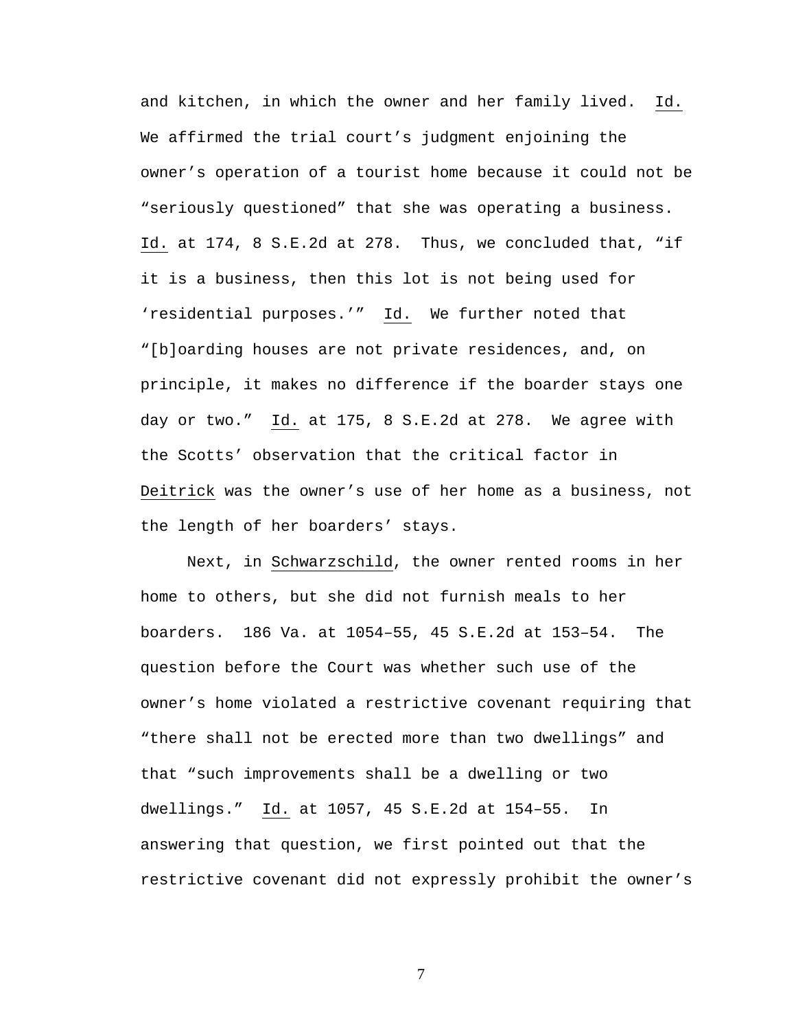and kitchen, in which the owner and her family lived. Id. We affirmed the trial court's judgment enjoining the owner's operation of a tourist home because it could not be "seriously questioned" that she was operating a business. Id. at 174, 8 S.E.2d at 278. Thus, we concluded that, "if it is a business, then this lot is not being used for 'residential purposes.'" Id. We further noted that "[b]oarding houses are not private residences, and, on principle, it makes no difference if the boarder stays one day or two." Id. at 175, 8 S.E.2d at 278. We agree with the Scotts' observation that the critical factor in Deitrick was the owner's use of her home as a business, not the length of her boarders' stays.

Next, in Schwarzschild, the owner rented rooms in her home to others, but she did not furnish meals to her boarders. 186 Va. at 1054–55, 45 S.E.2d at 153–54. The question before the Court was whether such use of the owner's home violated a restrictive covenant requiring that "there shall not be erected more than two dwellings" and that "such improvements shall be a dwelling or two dwellings." Id. at 1057, 45 S.E.2d at 154–55. In answering that question, we first pointed out that the restrictive covenant did not expressly prohibit the owner's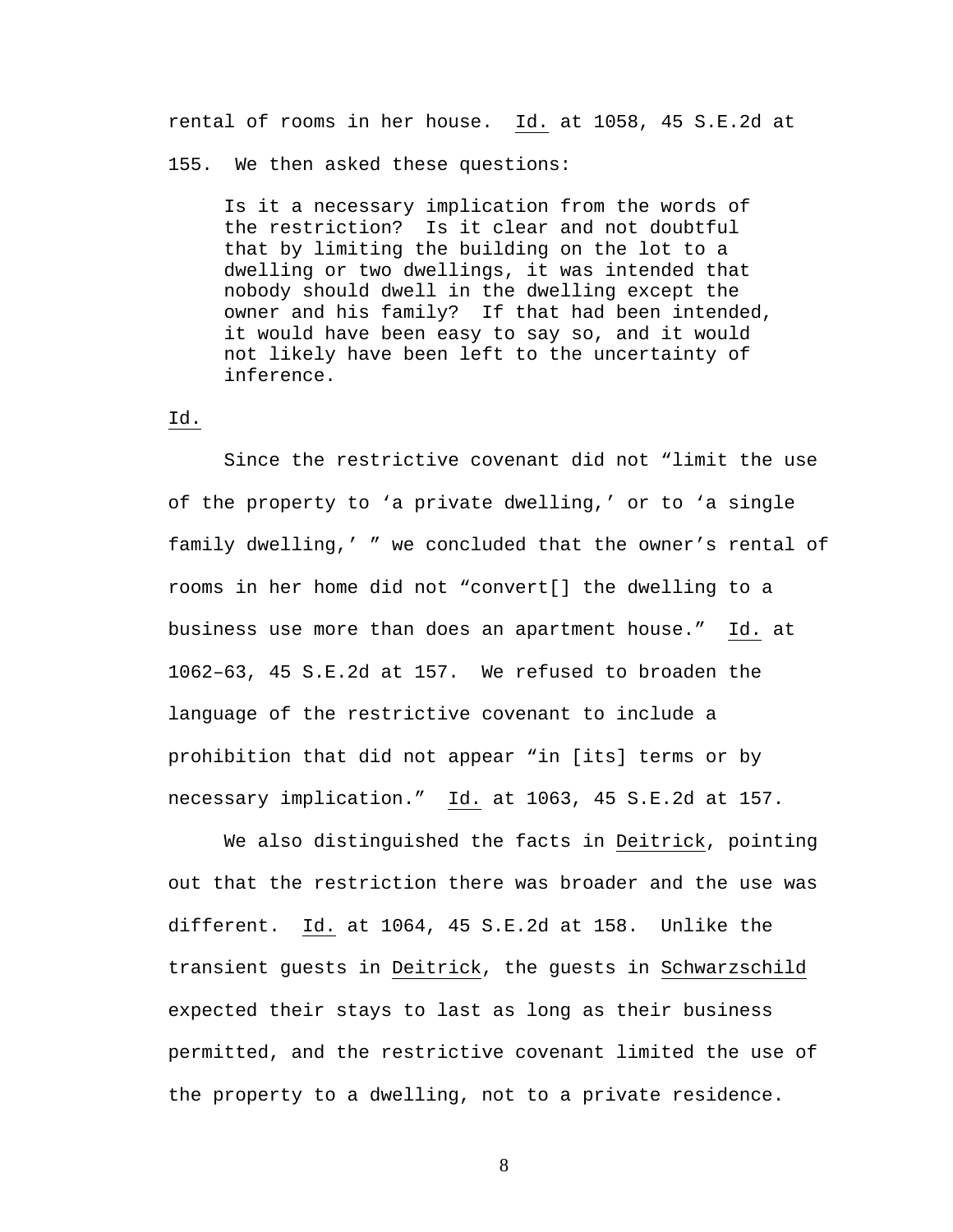rental of rooms in her house. Id. at 1058, 45 S.E.2d at 155. We then asked these questions:

> Is it a necessary implication from the words of the restriction? Is it clear and not doubtful that by limiting the building on the lot to a dwelling or two dwellings, it was intended that nobody should dwell in the dwelling except the owner and his family? If that had been intended, it would have been easy to say so, and it would not likely have been left to the uncertainty of inference.

Id.

Since the restrictive covenant did not "limit the use of the property to 'a private dwelling,' or to 'a single family dwelling,' " we concluded that the owner's rental of rooms in her home did not "convert[] the dwelling to a business use more than does an apartment house." Id. at 1062–63, 45 S.E.2d at 157. We refused to broaden the language of the restrictive covenant to include a prohibition that did not appear "in [its] terms or by necessary implication." Id. at 1063, 45 S.E.2d at 157.

We also distinguished the facts in Deitrick, pointing out that the restriction there was broader and the use was different. Id. at 1064, 45 S.E.2d at 158. Unlike the transient guests in Deitrick, the guests in Schwarzschild expected their stays to last as long as their business permitted, and the restrictive covenant limited the use of the property to a dwelling, not to a private residence.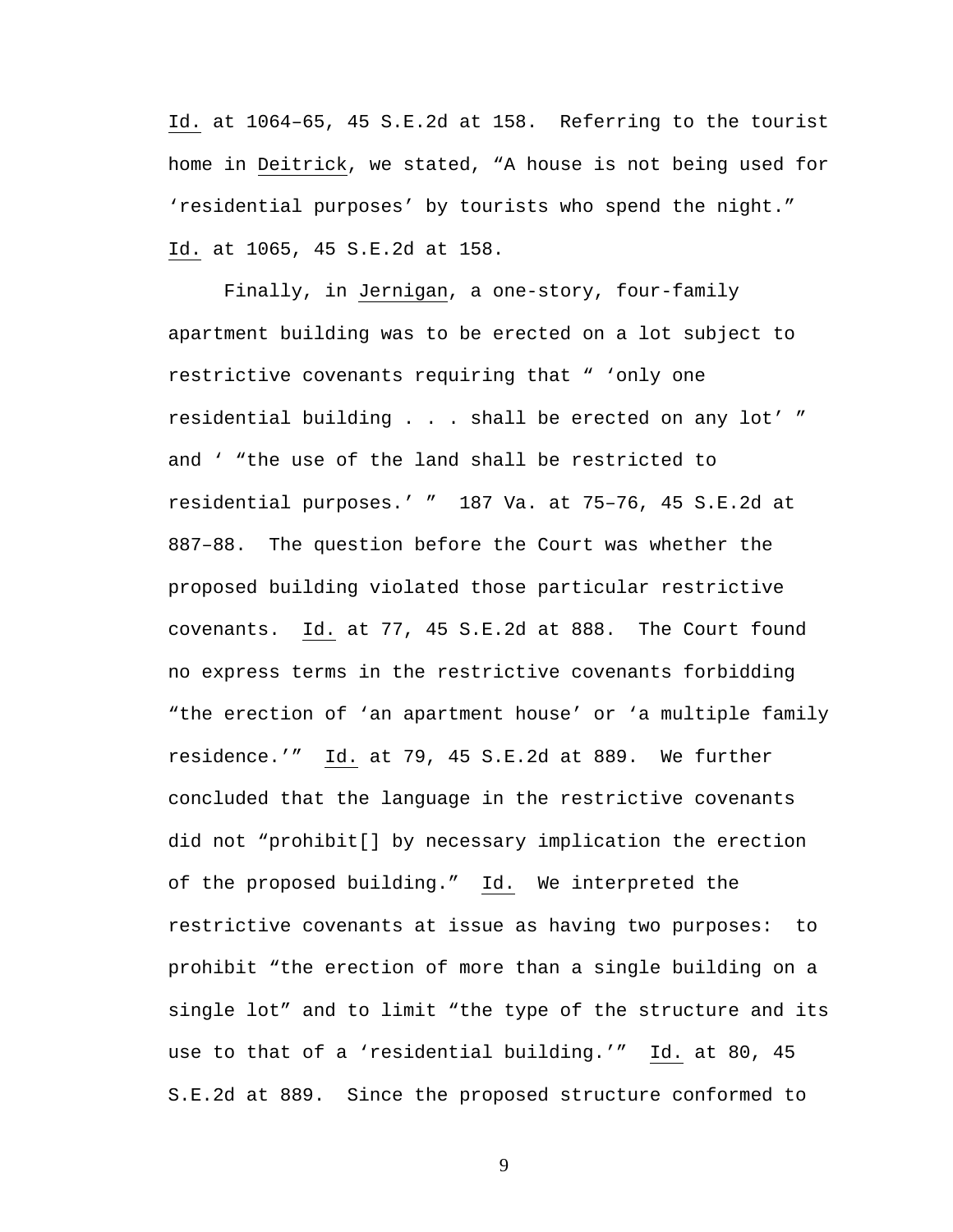Id. at 1064–65, 45 S.E.2d at 158. Referring to the tourist home in Deitrick, we stated, “A house is not being used for ‘residential purposes’ by tourists who spend the night.” Id. at 1065, 45 S.E.2d at 158.

Finally, in Jernigan, a one-story, four-family apartment building was to be erected on a lot subject to restrictive covenants requiring that “ ‘only one residential building . . . shall be erected on any lot’ ” and ‘ “the use of the land shall be restricted to residential purposes.’ ” 187 Va. at 75–76, 45 S.E.2d at 887–88. The question before the Court was whether the proposed building violated those particular restrictive covenants. Id. at 77, 45 S.E.2d at 888. The Court found no express terms in the restrictive covenants forbidding “the erection of ‘an apartment house’ or ‘a multiple family residence.’” Id. at 79, 45 S.E.2d at 889. We further concluded that the language in the restrictive covenants did not “prohibit[] by necessary implication the erection of the proposed building.” Id. We interpreted the restrictive covenants at issue as having two purposes: to prohibit “the erection of more than a single building on a single lot” and to limit “the type of the structure and its use to that of a ‘residential building.’” Id. at 80, 45 S.E.2d at 889. Since the proposed structure conformed to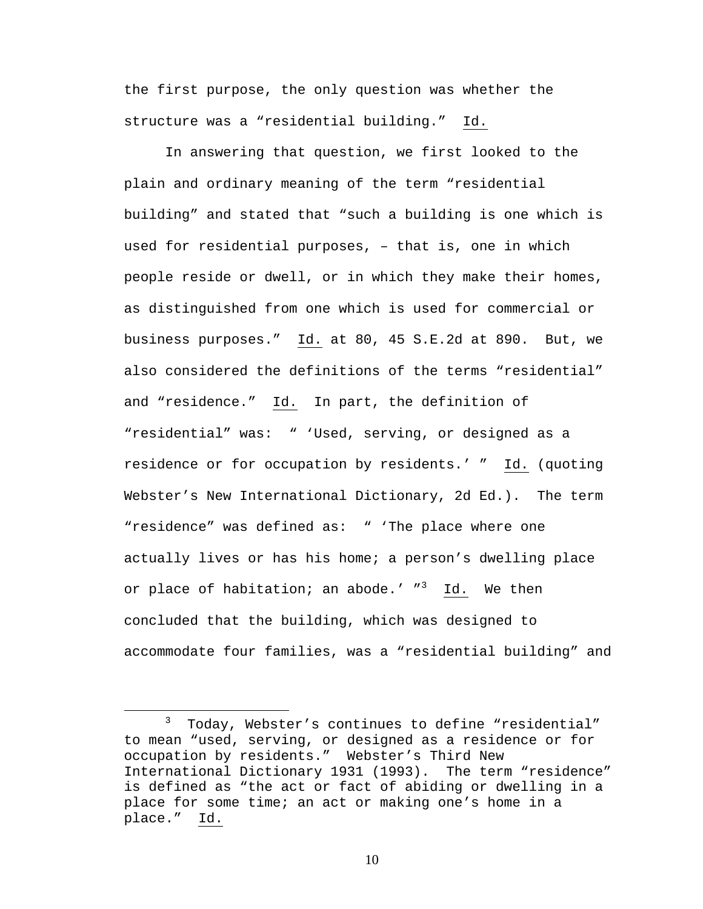the first purpose, the only question was whether the structure was a "residential building." Id.

In answering that question, we first looked to the plain and ordinary meaning of the term "residential building" and stated that "such a building is one which is used for residential purposes, – that is, one in which people reside or dwell, or in which they make their homes, as distinguished from one which is used for commercial or business purposes." Id. at 80, 45 S.E.2d at 890. But, we also considered the definitions of the terms "residential" and "residence." Id. In part, the definition of "residential" was: " 'Used, serving, or designed as a residence or for occupation by residents.' " Id. (quoting Webster's New International Dictionary, 2d Ed.). The term "residence" was defined as: " 'The place where one actually lives or has his home; a person's dwelling place or place of habitation; an abode.' "[3] Id. We then concluded that the building, which was designed to accommodate four families, was a "residential building" and

---

[3] Today, Webster's continues to define "residential" to mean "used, serving, or designed as a residence or for occupation by residents." Webster's Third New International Dictionary 1931 (1993). The term "residence" is defined as "the act or fact of abiding or dwelling in a place for some time; an act or making one's home in a place." Id.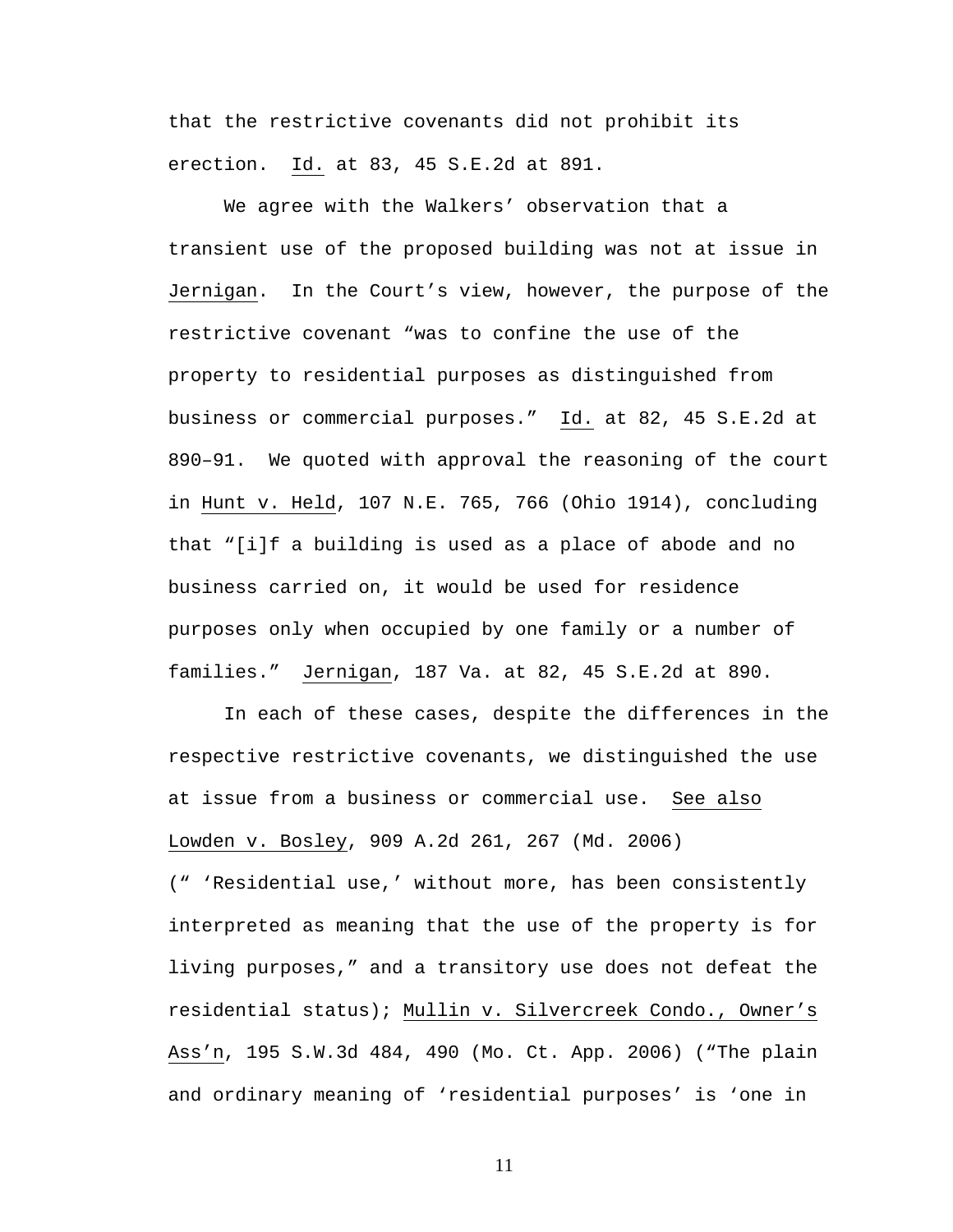that the restrictive covenants did not prohibit its erection. _Id._ at 83, 45 S.E.2d at 891.

We agree with the Walkers' observation that a transient use of the proposed building was not at issue in _Jernigan_. In the Court's view, however, the purpose of the restrictive covenant "was to confine the use of the property to residential purposes as distinguished from business or commercial purposes." _Id._ at 82, 45 S.E.2d at 890–91. We quoted with approval the reasoning of the court in _Hunt v. Held_, 107 N.E. 765, 766 (Ohio 1914), concluding that "[i]f a building is used as a place of abode and no business carried on, it would be used for residence purposes only when occupied by one family or a number of families." _Jernigan_, 187 Va. at 82, 45 S.E.2d at 890.

In each of these cases, despite the differences in the respective restrictive covenants, we distinguished the use at issue from a business or commercial use. _See also_ _Lowden v. Bosley_, 909 A.2d 261, 267 (Md. 2006) (" 'Residential use,' without more, has been consistently interpreted as meaning that the use of the property is for living purposes," and a transitory use does not defeat the residential status); _Mullin v. Silvercreek Condo., Owner's Ass'n_, 195 S.W.3d 484, 490 (Mo. Ct. App. 2006) ("The plain and ordinary meaning of 'residential purposes' is 'one in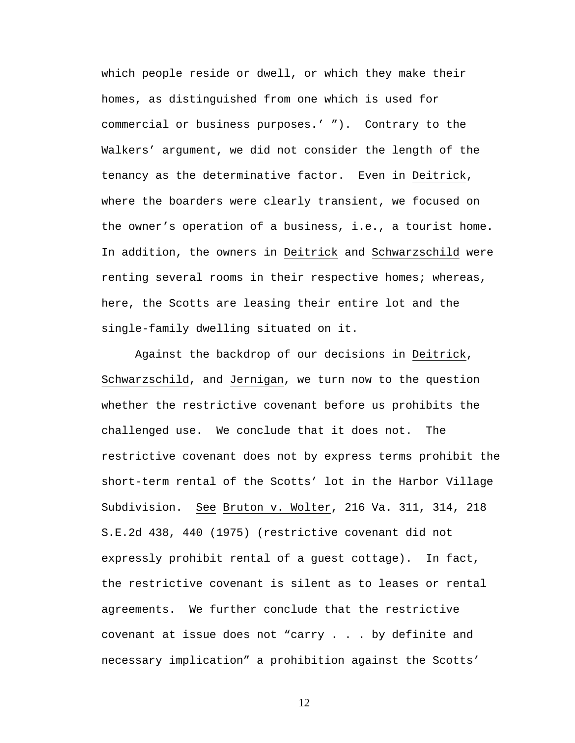which people reside or dwell, or which they make their homes, as distinguished from one which is used for commercial or business purposes.' "). Contrary to the Walkers' argument, we did not consider the length of the tenancy as the determinative factor. Even in Deitrick, where the boarders were clearly transient, we focused on the owner's operation of a business, i.e., a tourist home. In addition, the owners in Deitrick and Schwarzschild were renting several rooms in their respective homes; whereas, here, the Scotts are leasing their entire lot and the single-family dwelling situated on it.

Against the backdrop of our decisions in Deitrick, Schwarzschild, and Jernigan, we turn now to the question whether the restrictive covenant before us prohibits the challenged use. We conclude that it does not. The restrictive covenant does not by express terms prohibit the short-term rental of the Scotts' lot in the Harbor Village Subdivision. See Bruton v. Wolter, 216 Va. 311, 314, 218 S.E.2d 438, 440 (1975) (restrictive covenant did not expressly prohibit rental of a guest cottage). In fact, the restrictive covenant is silent as to leases or rental agreements. We further conclude that the restrictive covenant at issue does not "carry . . . by definite and necessary implication" a prohibition against the Scotts'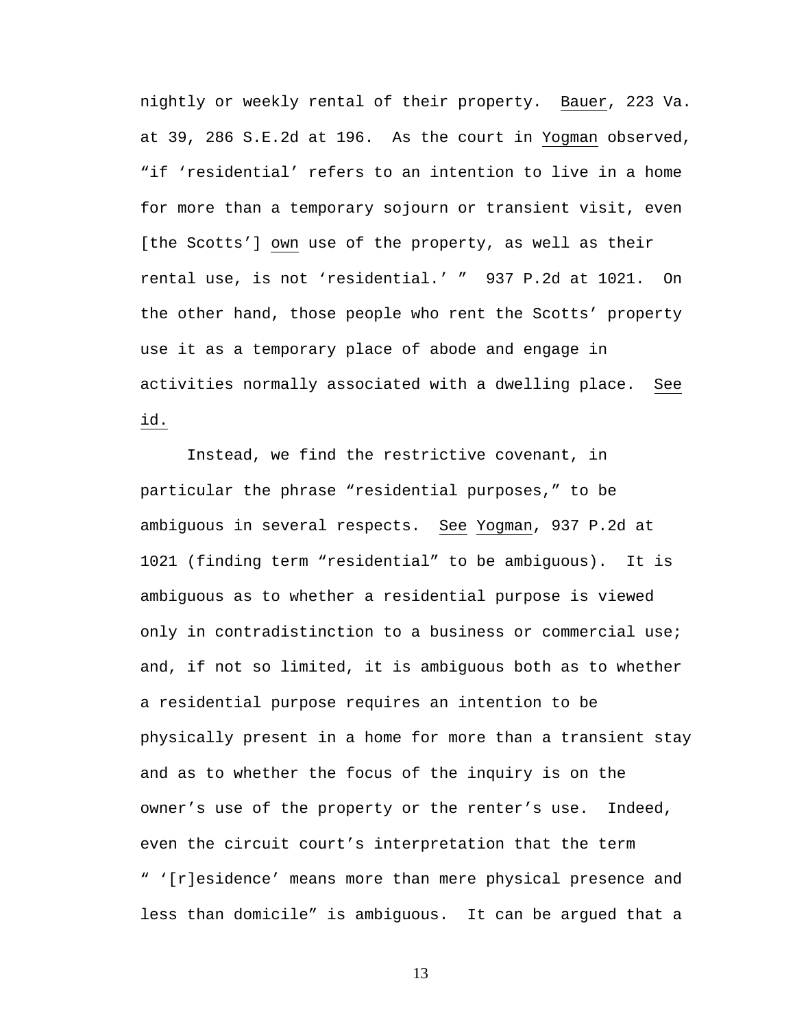nightly or weekly rental of their property. Bauer, 223 Va. at 39, 286 S.E.2d at 196. As the court in Yogman observed, "if 'residential' refers to an intention to live in a home for more than a temporary sojourn or transient visit, even [the Scotts'] own use of the property, as well as their rental use, is not 'residential.' " 937 P.2d at 1021. On the other hand, those people who rent the Scotts' property use it as a temporary place of abode and engage in activities normally associated with a dwelling place. See id.

Instead, we find the restrictive covenant, in particular the phrase "residential purposes," to be ambiguous in several respects. See Yogman, 937 P.2d at 1021 (finding term "residential" to be ambiguous). It is ambiguous as to whether a residential purpose is viewed only in contradistinction to a business or commercial use; and, if not so limited, it is ambiguous both as to whether a residential purpose requires an intention to be physically present in a home for more than a transient stay and as to whether the focus of the inquiry is on the owner's use of the property or the renter's use. Indeed, even the circuit court's interpretation that the term " '[r]esidence' means more than mere physical presence and less than domicile" is ambiguous. It can be argued that a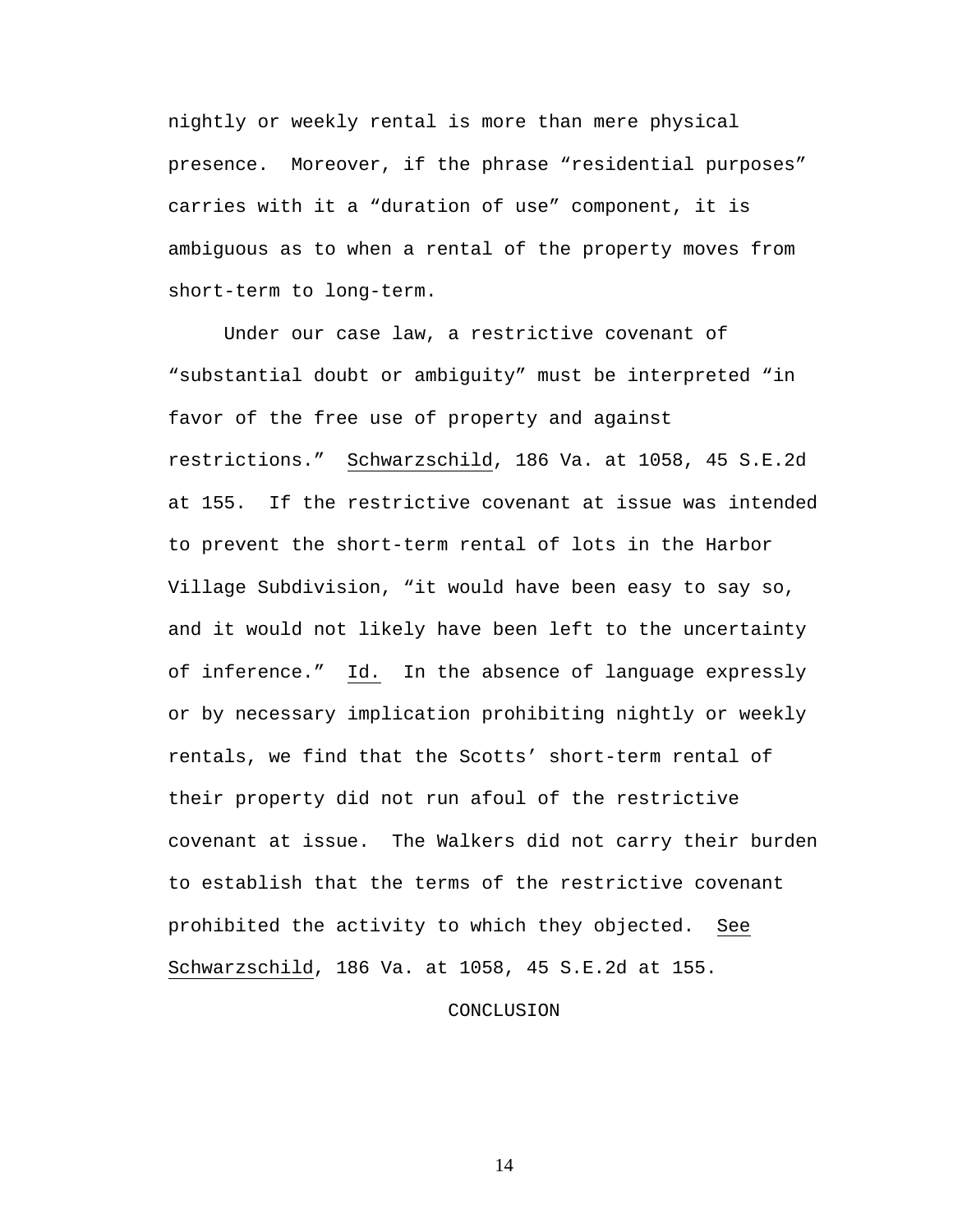nightly or weekly rental is more than mere physical presence. Moreover, if the phrase "residential purposes" carries with it a "duration of use" component, it is ambiguous as to when a rental of the property moves from short-term to long-term.

Under our case law, a restrictive covenant of "substantial doubt or ambiguity" must be interpreted "in favor of the free use of property and against restrictions." Schwarzschild, 186 Va. at 1058, 45 S.E.2d at 155. If the restrictive covenant at issue was intended to prevent the short-term rental of lots in the Harbor Village Subdivision, "it would have been easy to say so, and it would not likely have been left to the uncertainty of inference." Id. In the absence of language expressly or by necessary implication prohibiting nightly or weekly rentals, we find that the Scotts' short-term rental of their property did not run afoul of the restrictive covenant at issue. The Walkers did not carry their burden to establish that the terms of the restrictive covenant prohibited the activity to which they objected. See Schwarzschild, 186 Va. at 1058, 45 S.E.2d at 155.

## CONCLUSION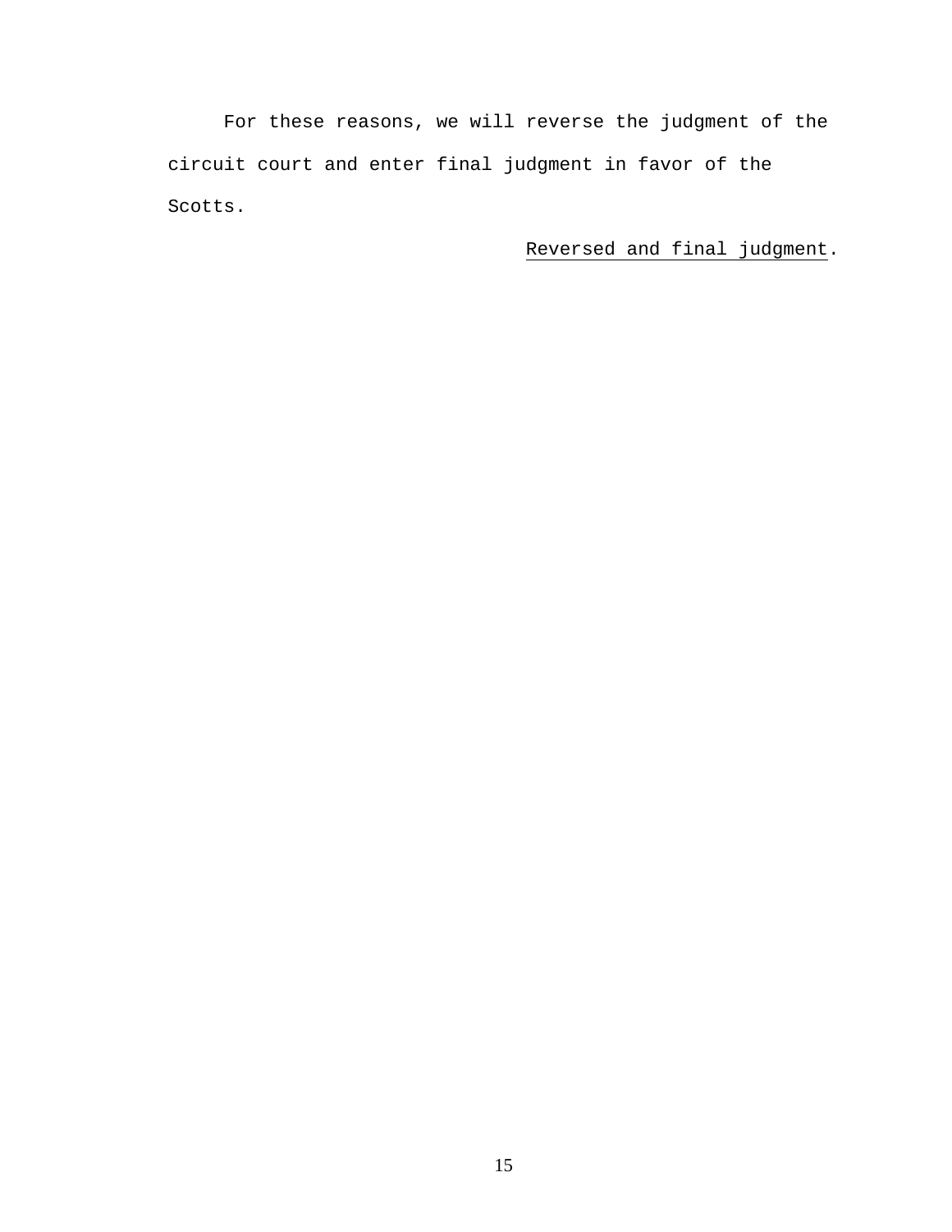For these reasons, we will reverse the judgment of the circuit court and enter final judgment in favor of the Scotts.

*Reversed and final judgment*.